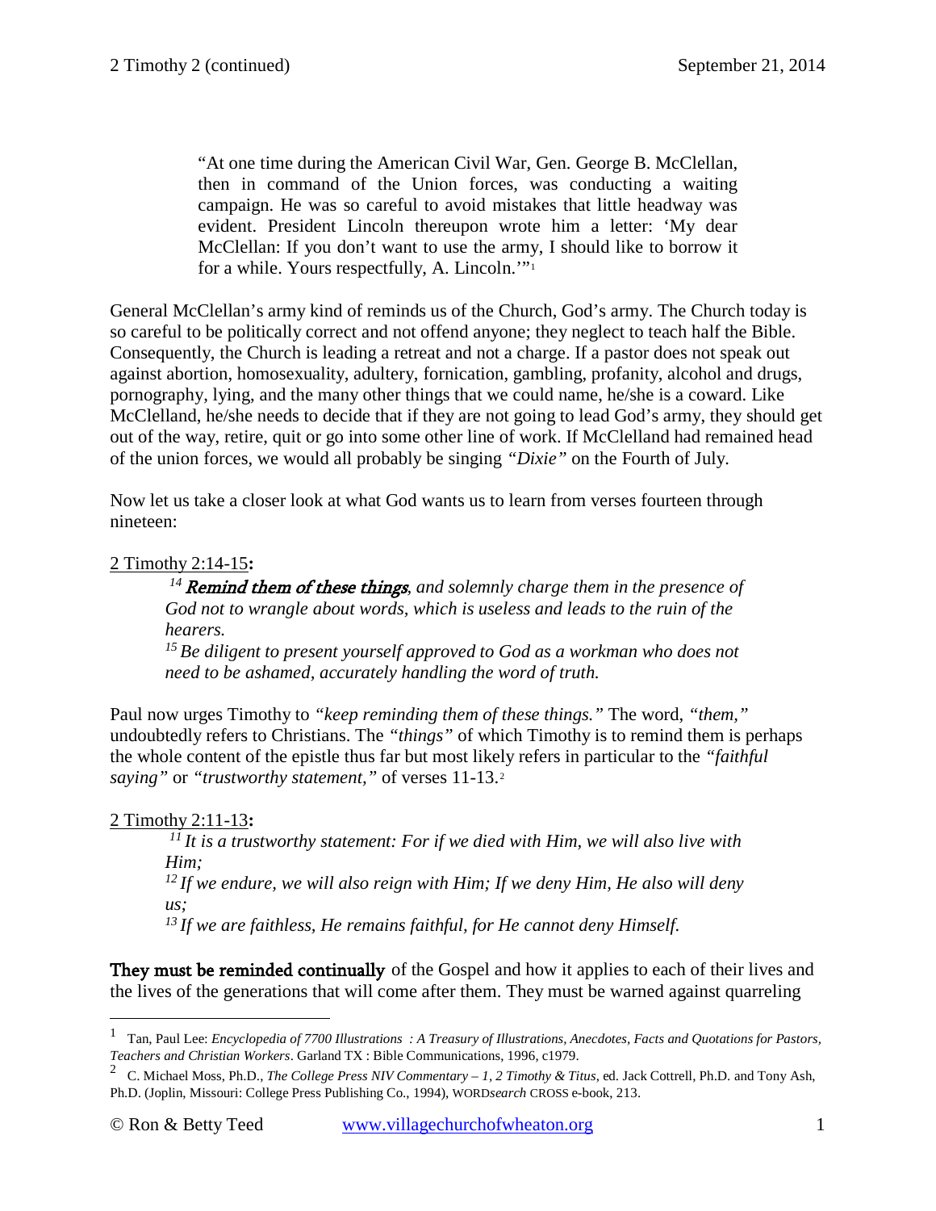> "At one time during the American Civil War, Gen. George B. McClellan, then in command of the Union forces, was conducting a waiting campaign. He was so careful to avoid mistakes that little headway was evident. President Lincoln thereupon wrote him a letter: 'My dear McClellan: If you don't want to use the army, I should like to borrow it for a while. Yours respectfully, A. Lincoln.'"[1]

General McClellan's army kind of reminds us of the Church, God's army. The Church today is so careful to be politically correct and not offend anyone; they neglect to teach half the Bible. Consequently, the Church is leading a retreat and not a charge. If a pastor does not speak out against abortion, homosexuality, adultery, fornication, gambling, profanity, alcohol and drugs, pornography, lying, and the many other things that we could name, he/she is a coward. Like McClelland, he/she needs to decide that if they are not going to lead God's army, they should get out of the way, retire, quit or go into some other line of work. If McClelland had remained head of the union forces, we would all probably be singing *"Dixie"* on the Fourth of July.

Now let us take a closer look at what God wants us to learn from verses fourteen through nineteen:

2 Timothy 2:14-15**:**

> [14] ***Remind them of these things****, and solemnly charge them in the presence of God not to wrangle about words, which is useless and leads to the ruin of the hearers.*
> [15] *Be diligent to present yourself approved to God as a workman who does not need to be ashamed, accurately handling the word of truth.*

Paul now urges Timothy to *"keep reminding them of these things."* The word, *"them,"* undoubtedly refers to Christians. The *"things"* of which Timothy is to remind them is perhaps the whole content of the epistle thus far but most likely refers in particular to the *"faithful saying"* or *"trustworthy statement,"* of verses 11-13.[2]

2 Timothy 2:11-13**:**

> [11] *It is a trustworthy statement: For if we died with Him, we will also live with Him;*
> [12] *If we endure, we will also reign with Him; If we deny Him, He also will deny us;*
> [13] *If we are faithless, He remains faithful, for He cannot deny Himself.*

**They must be reminded continually** of the Gospel and how it applies to each of their lives and the lives of the generations that will come after them. They must be warned against quarreling

---

[1] Tan, Paul Lee: *Encyclopedia of 7700 Illustrations : A Treasury of Illustrations, Anecdotes, Facts and Quotations for Pastors, Teachers and Christian Workers*. Garland TX : Bible Communications, 1996, c1979.

[2] C. Michael Moss, Ph.D., *The College Press NIV Commentary – 1, 2 Timothy & Titus*, ed. Jack Cottrell, Ph.D. and Tony Ash, Ph.D. (Joplin, Missouri: College Press Publishing Co., 1994), WORD*search* CROSS e-book, 213.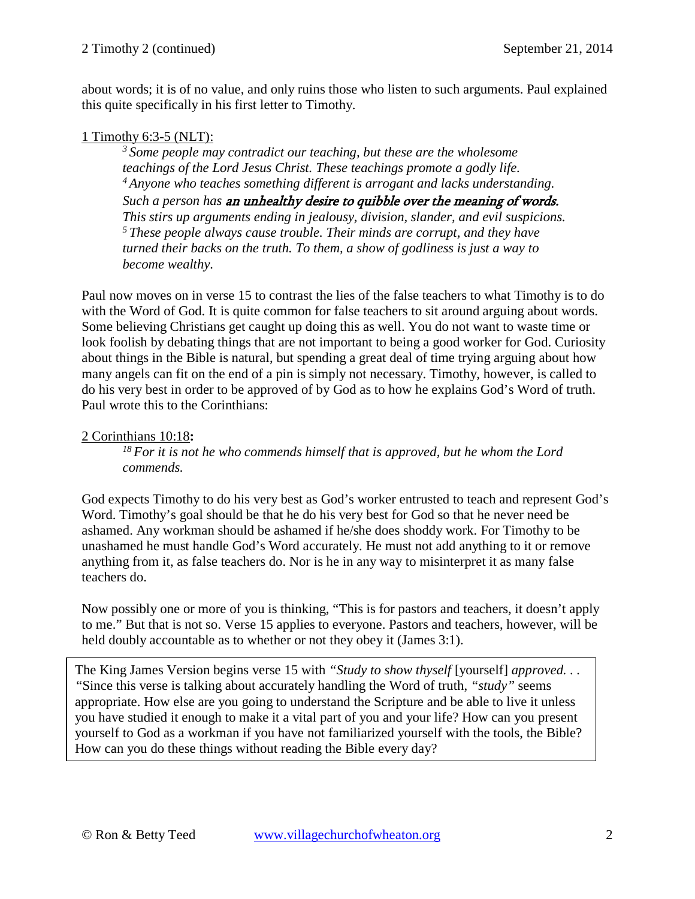about words; it is of no value, and only ruins those who listen to such arguments. Paul explained this quite specifically in his first letter to Timothy.

1 Timothy 6:3-5 (NLT):

> [3] *Some people may contradict our teaching, but these are the wholesome teachings of the Lord Jesus Christ. These teachings promote a godly life.* [4] *Anyone who teaches something different is arrogant and lacks understanding. Such a person has* ***an unhealthy desire to quibble over the meaning of words.*** *This stirs up arguments ending in jealousy, division, slander, and evil suspicions.* [5] *These people always cause trouble. Their minds are corrupt, and they have turned their backs on the truth. To them, a show of godliness is just a way to become wealthy.*

Paul now moves on in verse 15 to contrast the lies of the false teachers to what Timothy is to do with the Word of God. It is quite common for false teachers to sit around arguing about words. Some believing Christians get caught up doing this as well. You do not want to waste time or look foolish by debating things that are not important to being a good worker for God. Curiosity about things in the Bible is natural, but spending a great deal of time trying arguing about how many angels can fit on the end of a pin is simply not necessary. Timothy, however, is called to do his very best in order to be approved of by God as to how he explains God's Word of truth. Paul wrote this to the Corinthians:

2 Corinthians 10:18**:**

> [18] *For it is not he who commends himself that is approved, but he whom the Lord commends.*

God expects Timothy to do his very best as God's worker entrusted to teach and represent God's Word. Timothy's goal should be that he do his very best for God so that he never need be ashamed. Any workman should be ashamed if he/she does shoddy work. For Timothy to be unashamed he must handle God's Word accurately. He must not add anything to it or remove anything from it, as false teachers do. Nor is he in any way to misinterpret it as many false teachers do.

Now possibly one or more of you is thinking, "This is for pastors and teachers, it doesn't apply to me." But that is not so. Verse 15 applies to everyone. Pastors and teachers, however, will be held doubly accountable as to whether or not they obey it (James 3:1).

The King James Version begins verse 15 with *"Study to show thyself* [yourself] *approved. . . "*Since this verse is talking about accurately handling the Word of truth, *"study"* seems appropriate. How else are you going to understand the Scripture and be able to live it unless you have studied it enough to make it a vital part of you and your life? How can you present yourself to God as a workman if you have not familiarized yourself with the tools, the Bible? How can you do these things without reading the Bible every day?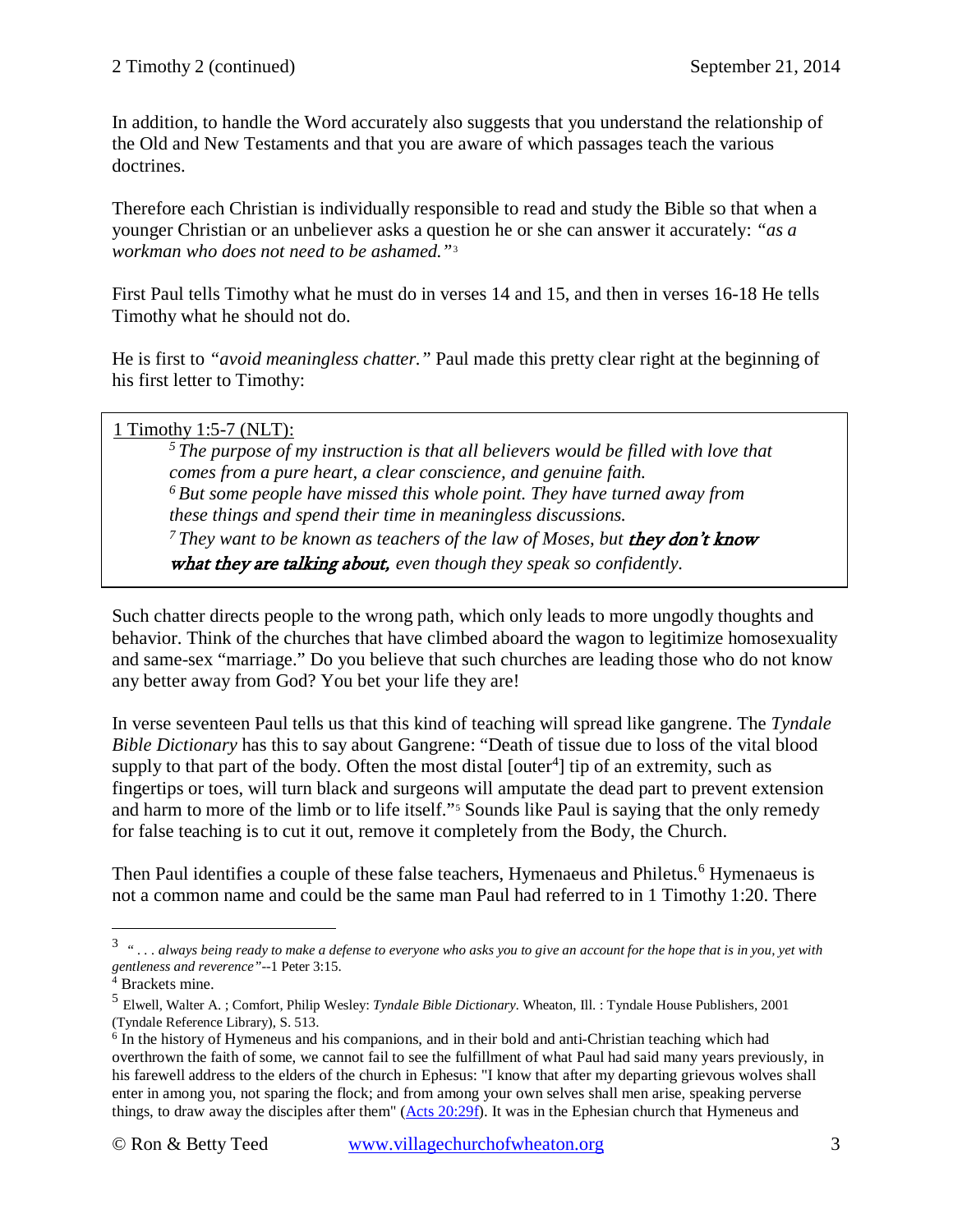In addition, to handle the Word accurately also suggests that you understand the relationship of the Old and New Testaments and that you are aware of which passages teach the various doctrines.

Therefore each Christian is individually responsible to read and study the Bible so that when a younger Christian or an unbeliever asks a question he or she can answer it accurately: *"as a workman who does not need to be ashamed."*[3]

First Paul tells Timothy what he must do in verses 14 and 15, and then in verses 16-18 He tells Timothy what he should not do.

He is first to *"avoid meaningless chatter."* Paul made this pretty clear right at the beginning of his first letter to Timothy:

> 1 Timothy 1:5-7 (NLT):
>
> [5] *The purpose of my instruction is that all believers would be filled with love that comes from a pure heart, a clear conscience, and genuine faith.*
> [6] *But some people have missed this whole point. They have turned away from these things and spend their time in meaningless discussions.*
> [7] *They want to be known as teachers of the law of Moses, but* ***they don't know what they are talking about,*** *even though they speak so confidently.*

Such chatter directs people to the wrong path, which only leads to more ungodly thoughts and behavior. Think of the churches that have climbed aboard the wagon to legitimize homosexuality and same-sex "marriage." Do you believe that such churches are leading those who do not know any better away from God? You bet your life they are!

In verse seventeen Paul tells us that this kind of teaching will spread like gangrene. The *Tyndale Bible Dictionary* has this to say about Gangrene: "Death of tissue due to loss of the vital blood supply to that part of the body. Often the most distal [outer[4]] tip of an extremity, such as fingertips or toes, will turn black and surgeons will amputate the dead part to prevent extension and harm to more of the limb or to life itself."[5] Sounds like Paul is saying that the only remedy for false teaching is to cut it out, remove it completely from the Body, the Church.

Then Paul identifies a couple of these false teachers, Hymenaeus and Philetus.[6] Hymenaeus is not a common name and could be the same man Paul had referred to in 1 Timothy 1:20. There

---

[3] *" . . . always being ready to make a defense to everyone who asks you to give an account for the hope that is in you, yet with gentleness and reverence"*--1 Peter 3:15.

[4] Brackets mine.

[5] Elwell, Walter A. ; Comfort, Philip Wesley: *Tyndale Bible Dictionary*. Wheaton, Ill. : Tyndale House Publishers, 2001 (Tyndale Reference Library), S. 513.

[6] In the history of Hymeneus and his companions, and in their bold and anti-Christian teaching which had overthrown the faith of some, we cannot fail to see the fulfillment of what Paul had said many years previously, in his farewell address to the elders of the church in Ephesus: "I know that after my departing grievous wolves shall enter in among you, not sparing the flock; and from among your own selves shall men arise, speaking perverse things, to draw away the disciples after them" (Acts 20:29f). It was in the Ephesian church that Hymeneus and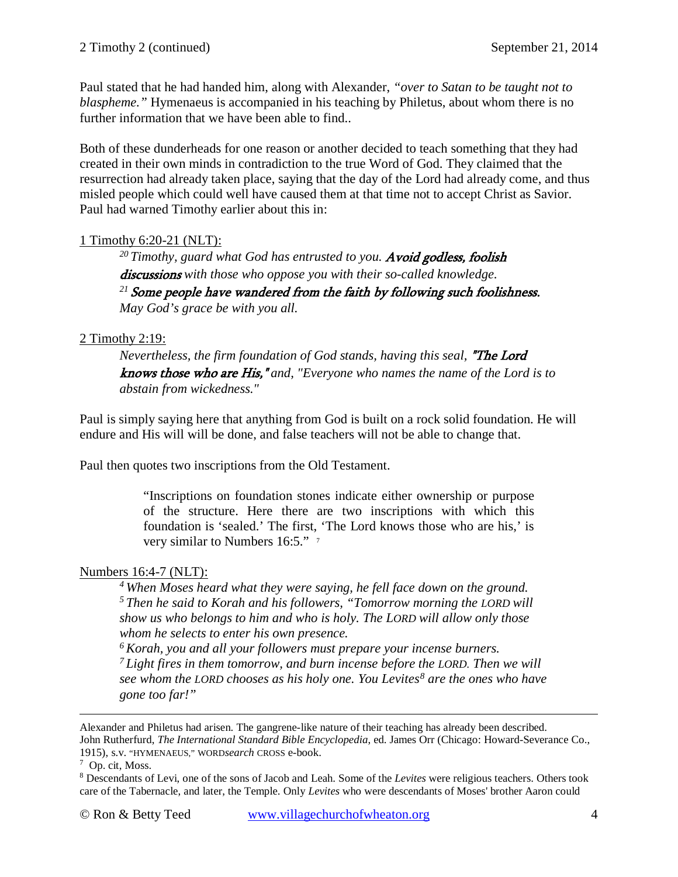Paul stated that he had handed him, along with Alexander, *"over to Satan to be taught not to blaspheme."* Hymenaeus is accompanied in his teaching by Philetus, about whom there is no further information that we have been able to find..

Both of these dunderheads for one reason or another decided to teach something that they had created in their own minds in contradiction to the true Word of God. They claimed that the resurrection had already taken place, saying that the day of the Lord had already come, and thus misled people which could well have caused them at that time not to accept Christ as Savior. Paul had warned Timothy earlier about this in:

1 Timothy 6:20-21 (NLT):

> [20] *Timothy, guard what God has entrusted to you.* ***Avoid godless, foolish discussions*** *with those who oppose you with their so-called knowledge.*
> [21] ***Some people have wandered from the faith by following such foolishness.*** *May God's grace be with you all.*

2 Timothy 2:19:

> *Nevertheless, the firm foundation of God stands, having this seal,* ***"The Lord knows those who are His,"*** *and, "Everyone who names the name of the Lord is to abstain from wickedness."*

Paul is simply saying here that anything from God is built on a rock solid foundation. He will endure and His will will be done, and false teachers will not be able to change that.

Paul then quotes two inscriptions from the Old Testament.

> "Inscriptions on foundation stones indicate either ownership or purpose of the structure. Here there are two inscriptions with which this foundation is 'sealed.' The first, 'The Lord knows those who are his,' is very similar to Numbers 16:5." [7]

Numbers 16:4-7 (NLT):

> [4] *When Moses heard what they were saying, he fell face down on the ground.*
> [5] *Then he said to Korah and his followers, "Tomorrow morning the LORD will show us who belongs to him and who is holy. The LORD will allow only those whom he selects to enter his own presence.*
> [6] *Korah, you and all your followers must prepare your incense burners.*
> [7] *Light fires in them tomorrow, and burn incense before the LORD. Then we will see whom the LORD chooses as his holy one. You Levites*[8] *are the ones who have gone too far!"*

---

Alexander and Philetus had arisen. The gangrene-like nature of their teaching has already been described. John Rutherfurd, *The International Standard Bible Encyclopedia*, ed. James Orr (Chicago: Howard-Severance Co., 1915), s.v. "HYMENAEUS," WORD*search* CROSS e-book.

[7] Op. cit, Moss.

[8] Descendants of Levi, one of the sons of Jacob and Leah. Some of the *Levites* were religious teachers. Others took care of the Tabernacle, and later, the Temple. Only *Levites* who were descendants of Moses' brother Aaron could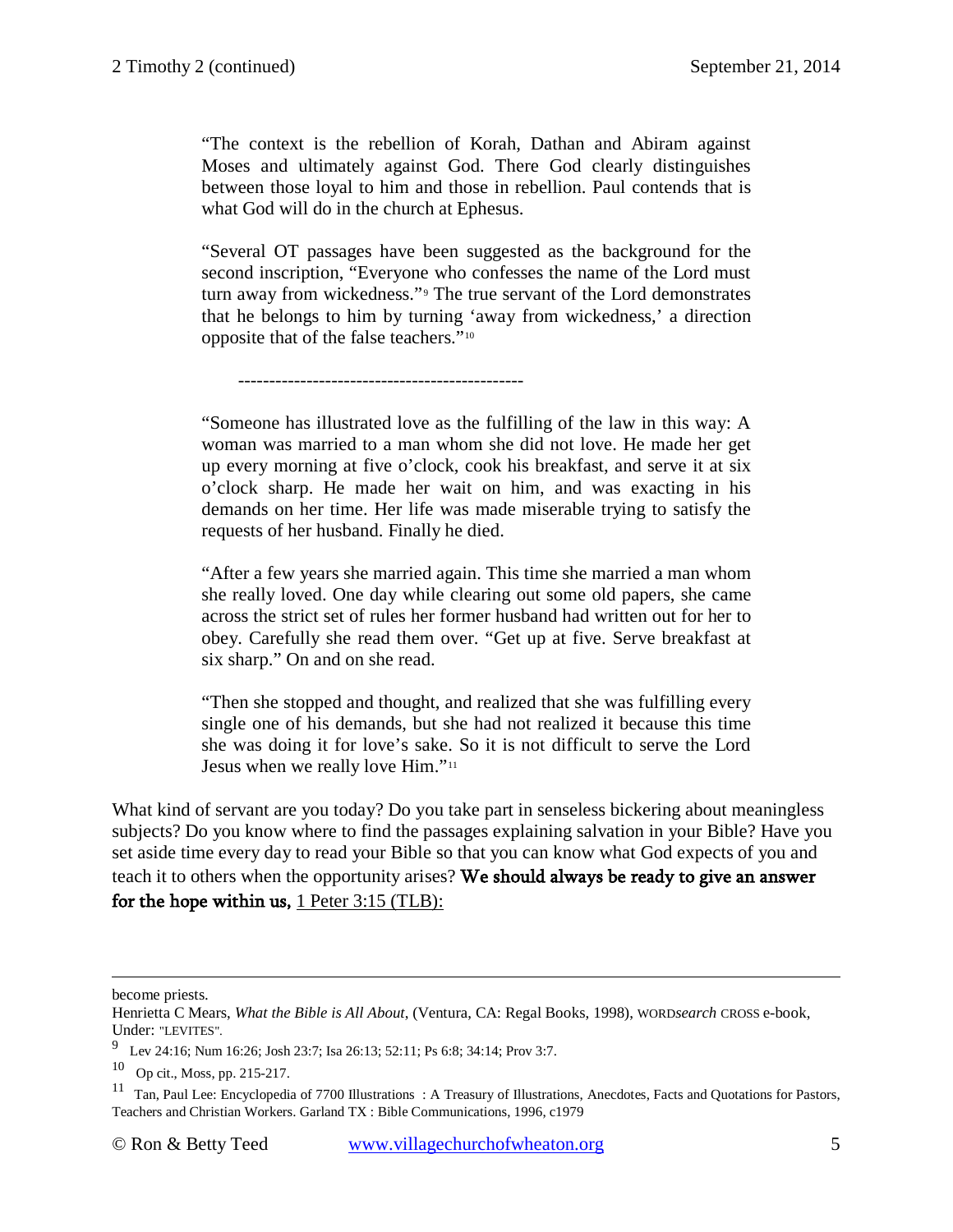> "The context is the rebellion of Korah, Dathan and Abiram against Moses and ultimately against God. There God clearly distinguishes between those loyal to him and those in rebellion. Paul contends that is what God will do in the church at Ephesus.
>
> "Several OT passages have been suggested as the background for the second inscription, "Everyone who confesses the name of the Lord must turn away from wickedness."[9] The true servant of the Lord demonstrates that he belongs to him by turning 'away from wickedness,' a direction opposite that of the false teachers."[10]
>
> ---------------------------------------------
>
> "Someone has illustrated love as the fulfilling of the law in this way: A woman was married to a man whom she did not love. He made her get up every morning at five o'clock, cook his breakfast, and serve it at six o'clock sharp. He made her wait on him, and was exacting in his demands on her time. Her life was made miserable trying to satisfy the requests of her husband. Finally he died.
>
> "After a few years she married again. This time she married a man whom she really loved. One day while clearing out some old papers, she came across the strict set of rules her former husband had written out for her to obey. Carefully she read them over. "Get up at five. Serve breakfast at six sharp." On and on she read.
>
> "Then she stopped and thought, and realized that she was fulfilling every single one of his demands, but she had not realized it because this time she was doing it for love's sake. So it is not difficult to serve the Lord Jesus when we really love Him."[11]

What kind of servant are you today? Do you take part in senseless bickering about meaningless subjects? Do you know where to find the passages explaining salvation in your Bible? Have you set aside time every day to read your Bible so that you can know what God expects of you and teach it to others when the opportunity arises? **We should always be ready to give an answer for the hope within us,** 1 Peter 3:15 (TLB):

---

become priests.

Henrietta C Mears, *What the Bible is All About*, (Ventura, CA: Regal Books, 1998), WORD*search* CROSS e-book, Under: "LEVITES".

[9] Lev 24:16; Num 16:26; Josh 23:7; Isa 26:13; 52:11; Ps 6:8; 34:14; Prov 3:7.

[10] Op cit., Moss, pp. 215-217.

[11] Tan, Paul Lee: Encyclopedia of 7700 Illustrations : A Treasury of Illustrations, Anecdotes, Facts and Quotations for Pastors, Teachers and Christian Workers. Garland TX : Bible Communications, 1996, c1979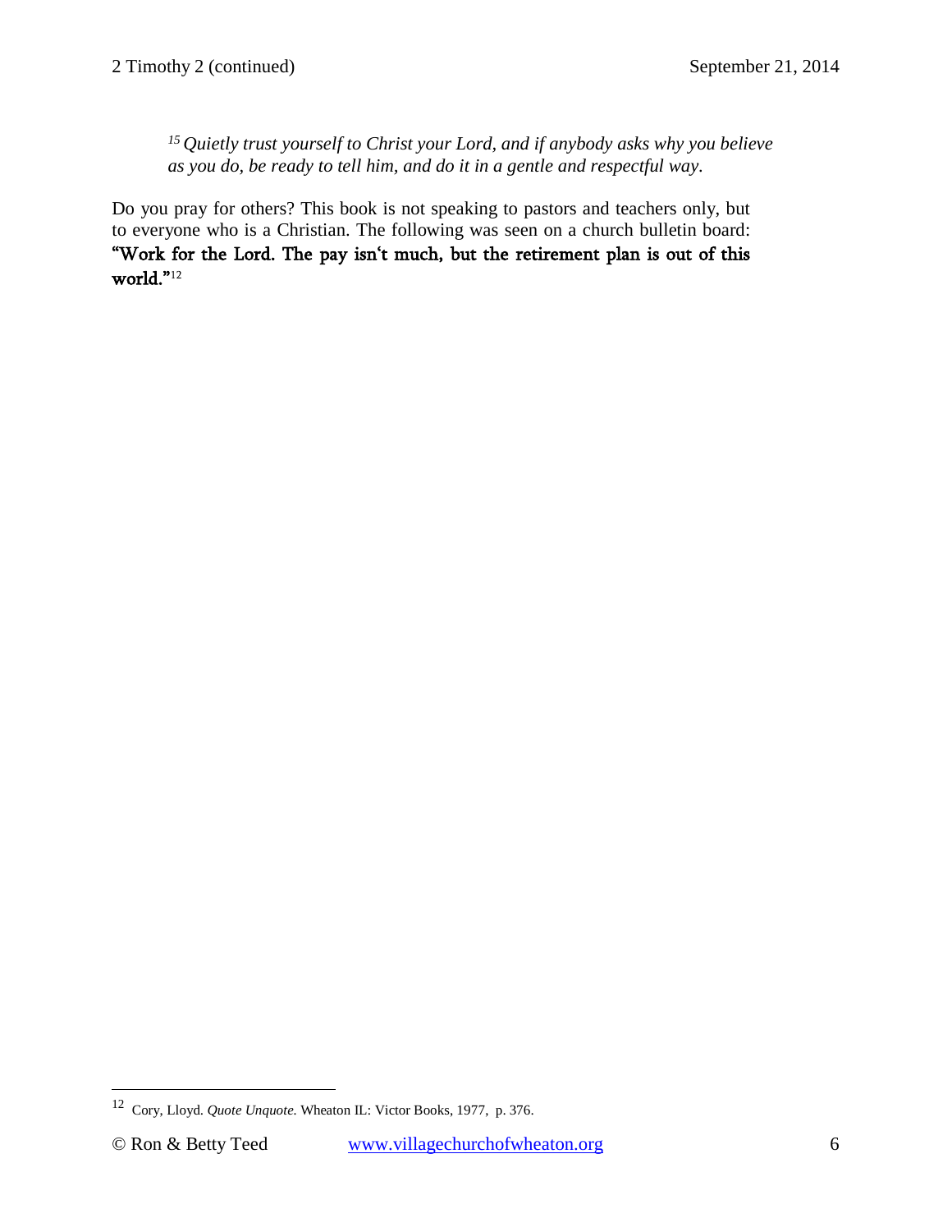> [15] *Quietly trust yourself to Christ your Lord, and if anybody asks why you believe as you do, be ready to tell him, and do it in a gentle and respectful way*.

Do you pray for others? This book is not speaking to pastors and teachers only, but to everyone who is a Christian. The following was seen on a church bulletin board: **"Work for the Lord. The pay isn't much, but the retirement plan is out of this world."**[12]

---

[12] Cory, Lloyd. *Quote Unquote.* Wheaton IL: Victor Books, 1977, p. 376.